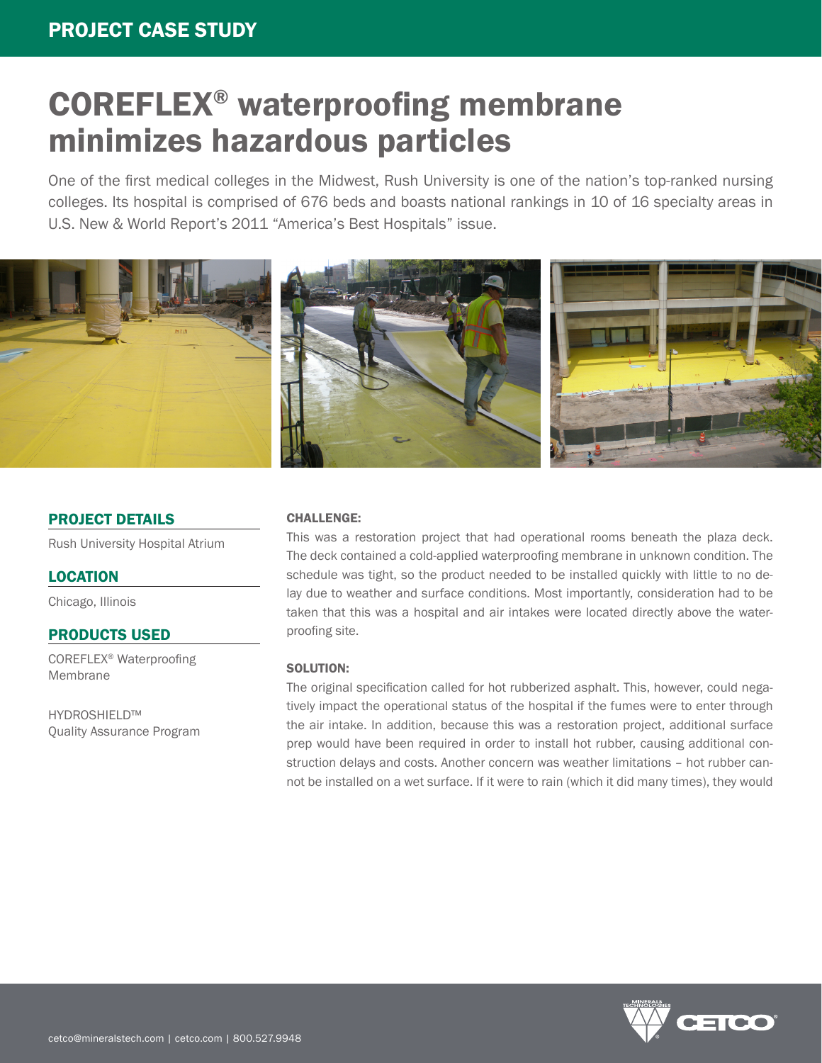PROJECT CASE STUDY

# COREFLEX® waterproofing membrane minimizes hazardous particles

One of the first medical colleges in the Midwest, Rush University is one of the nation's top-ranked nursing colleges. Its hospital is comprised of 676 beds and boasts national rankings in 10 of 16 specialty areas in U.S. New & World Report's 2011 "America's Best Hospitals" issue.

## PROJECT DETAILS

Rush University Hospital Atrium

## LOCATION

Chicago, Illinois

## PRODUCTS USED

COREFLEX® Waterproofing Membrane

HYDROSHIELD™ Quality Assurance Program

### CHALLENGE:

This was a restoration project that had operational rooms beneath the plaza deck. The deck contained a cold-applied waterproofing membrane in unknown condition. The schedule was tight, so the product needed to be installed quickly with little to no delay due to weather and surface conditions. Most importantly, consideration had to be taken that this was a hospital and air intakes were located directly above the waterproofing site.

### SOLUTION:

The original specification called for hot rubberized asphalt. This, however, could negatively impact the operational status of the hospital if the fumes were to enter through the air intake. In addition, because this was a restoration project, additional surface prep would have been required in order to install hot rubber, causing additional construction delays and costs. Another concern was weather limitations – hot rubber cannot be installed on a wet surface. If it were to rain (which it did many times), they would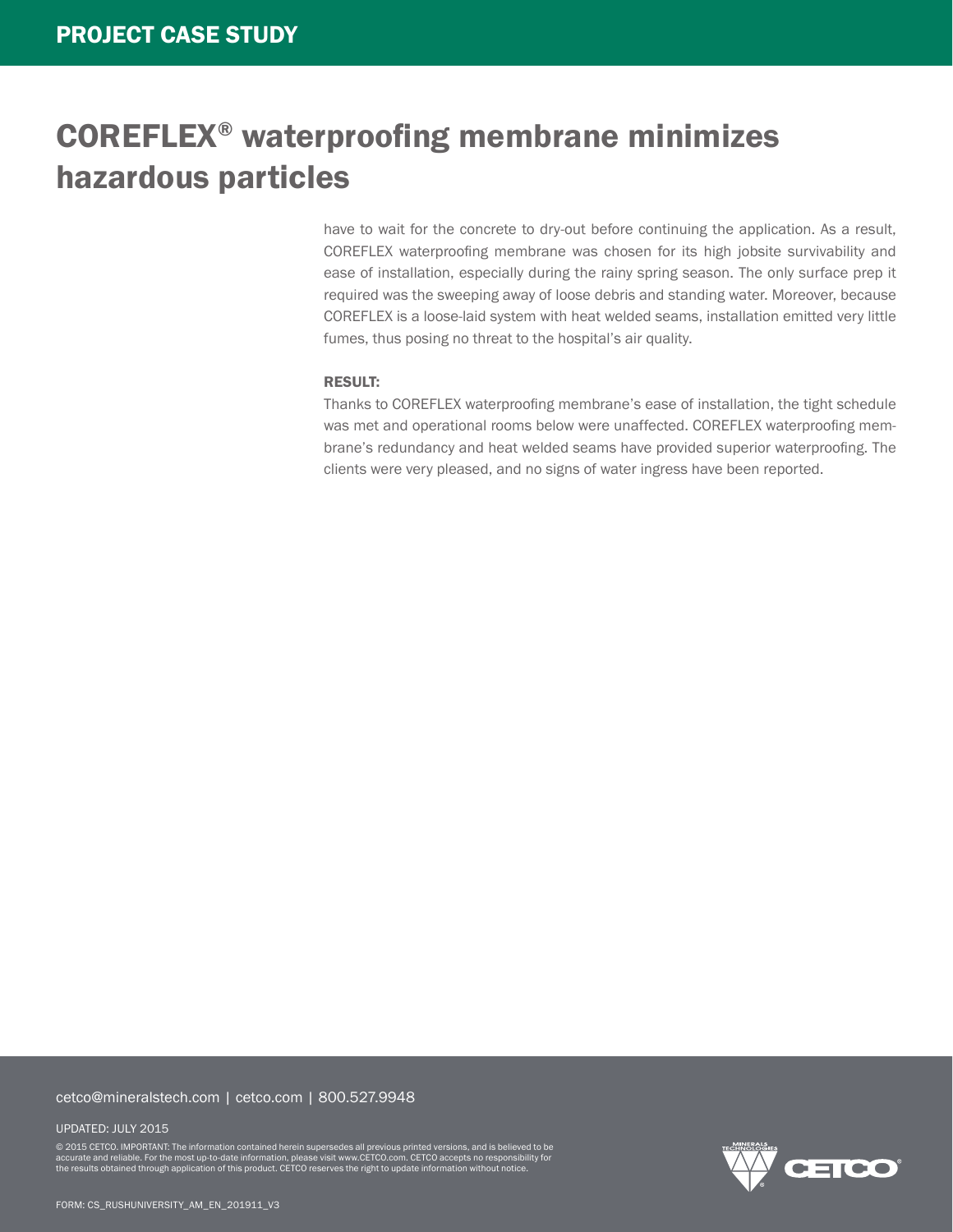# COREFLEX® waterproofing membrane minimizes hazardous particles

have to wait for the concrete to dry-out before continuing the application. As a result, COREFLEX waterproofing membrane was chosen for its high jobsite survivability and ease of installation, especially during the rainy spring season. The only surface prep it required was the sweeping away of loose debris and standing water. Moreover, because COREFLEX is a loose-laid system with heat welded seams, installation emitted very little fumes, thus posing no threat to the hospital's air quality.

**RESULT:**

Thanks to COREFLEX waterproofing membrane's ease of installation, the tight schedule was met and operational rooms below were unaffected. COREFLEX waterproofing membrane's redundancy and heat welded seams have provided superior waterproofing. The clients were very pleased, and no signs of water ingress have been reported.

cetco@mineralstech.com | cetco.com | 800.527.9948

UPDATED: JULY 2015

© 2015 CETCO. IMPORTANT: The information contained herein supersedes all previous printed versions, and is believed to be accurate and reliable. For the most up-to-date information, please visit www.CETCO.com. CETCO accepts no responsibility for the results obtained through application of this product. CETCO reserves the right to update information without notice.

FORM: CS_RUSHUNIVERSITY_AM_EN_201911_V3